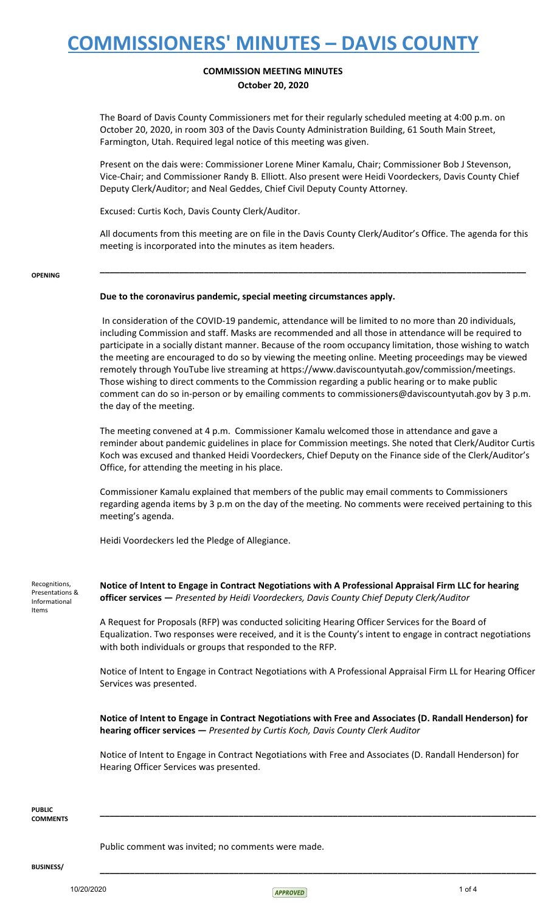# COMMISSIONERS' MINUTES – DAVIS COUNTY

## COMMISSION MEETING MINUTES

**October 20, 2020**

The Board of Davis County Commissioners met for their regularly scheduled meeting at 4:00 p.m. on October 20, 2020, in room 303 of the Davis County Administration Building, 61 South Main Street, Farmington, Utah. Required legal notice of this meeting was given.

Present on the dais were: Commissioner Lorene Miner Kamalu, Chair; Commissioner Bob J Stevenson, Vice-Chair; and Commissioner Randy B. Elliott. Also present were Heidi Voordeckers, Davis County Chief Deputy Clerk/Auditor; and Neal Geddes, Chief Civil Deputy County Attorney.

Excused: Curtis Koch, Davis County Clerk/Auditor.

All documents from this meeting are on file in the Davis County Clerk/Auditor's Office. The agenda for this meeting is incorporated into the minutes as item headers.

---

**OPENING**

**Due to the coronavirus pandemic, special meeting circumstances apply.**

In consideration of the COVID-19 pandemic, attendance will be limited to no more than 20 individuals, including Commission and staff. Masks are recommended and all those in attendance will be required to participate in a socially distant manner. Because of the room occupancy limitation, those wishing to watch the meeting are encouraged to do so by viewing the meeting online. Meeting proceedings may be viewed remotely through YouTube live streaming at https://www.daviscountyutah.gov/commission/meetings. Those wishing to direct comments to the Commission regarding a public hearing or to make public comment can do so in-person or by emailing comments to commissioners@daviscountyutah.gov by 3 p.m. the day of the meeting.

The meeting convened at 4 p.m. Commissioner Kamalu welcomed those in attendance and gave a reminder about pandemic guidelines in place for Commission meetings. She noted that Clerk/Auditor Curtis Koch was excused and thanked Heidi Voordeckers, Chief Deputy on the Finance side of the Clerk/Auditor's Office, for attending the meeting in his place.

Commissioner Kamalu explained that members of the public may email comments to Commissioners regarding agenda items by 3 p.m on the day of the meeting. No comments were received pertaining to this meeting's agenda.

Heidi Voordeckers led the Pledge of Allegiance.

Recognitions, Presentations & Informational Items

**Notice of Intent to Engage in Contract Negotiations with A Professional Appraisal Firm LLC for hearing officer services —** *Presented by Heidi Voordeckers, Davis County Chief Deputy Clerk/Auditor*

A Request for Proposals (RFP) was conducted soliciting Hearing Officer Services for the Board of Equalization. Two responses were received, and it is the County's intent to engage in contract negotiations with both individuals or groups that responded to the RFP.

Notice of Intent to Engage in Contract Negotiations with A Professional Appraisal Firm LL for Hearing Officer Services was presented.

**Notice of Intent to Engage in Contract Negotiations with Free and Associates (D. Randall Henderson) for hearing officer services —** *Presented by Curtis Koch, Davis County Clerk Auditor*

Notice of Intent to Engage in Contract Negotiations with Free and Associates (D. Randall Henderson) for Hearing Officer Services was presented.

---

**PUBLIC COMMENTS**

Public comment was invited; no comments were made.

---

**BUSINESS/**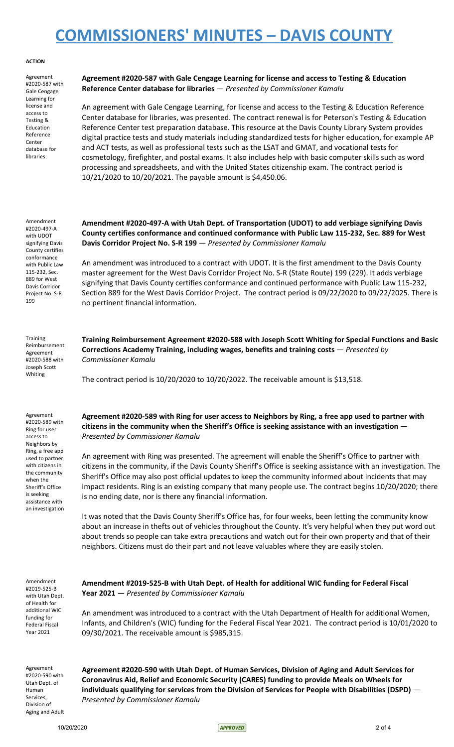# COMMISSIONERS' MINUTES – DAVIS COUNTY

**ACTION**

Agreement #2020-587 with Gale Cengage Learning for license and access to Testing & Education Reference Center database for libraries

**Agreement #2020-587 with Gale Cengage Learning for license and access to Testing & Education Reference Center database for libraries** — *Presented by Commissioner Kamalu*

An agreement with Gale Cengage Learning, for license and access to the Testing & Education Reference Center database for libraries, was presented. The contract renewal is for Peterson's Testing & Education Reference Center test preparation database. This resource at the Davis County Library System provides digital practice tests and study materials including standardized tests for higher education, for example AP and ACT tests, as well as professional tests such as the LSAT and GMAT, and vocational tests for cosmetology, firefighter, and postal exams. It also includes help with basic computer skills such as word processing and spreadsheets, and with the United States citizenship exam. The contract period is 10/21/2020 to 10/20/2021. The payable amount is $4,450.06.

Amendment #2020-497-A with UDOT signifying Davis County certifies conformance with Public Law 115-232, Sec. 889 for West Davis Corridor Project No. S-R 199

**Amendment #2020-497-A with Utah Dept. of Transportation (UDOT) to add verbiage signifying Davis County certifies conformance and continued conformance with Public Law 115-232, Sec. 889 for West Davis Corridor Project No. S-R 199** — *Presented by Commissioner Kamalu*

An amendment was introduced to a contract with UDOT. It is the first amendment to the Davis County master agreement for the West Davis Corridor Project No. S-R (State Route) 199 (229). It adds verbiage signifying that Davis County certifies conformance and continued performance with Public Law 115-232, Section 889 for the West Davis Corridor Project. The contract period is 09/22/2020 to 09/22/2025. There is no pertinent financial information.

Training Reimbursement Agreement #2020-588 with Joseph Scott Whiting

**Training Reimbursement Agreement #2020-588 with Joseph Scott Whiting for Special Functions and Basic Corrections Academy Training, including wages, benefits and training costs** — *Presented by Commissioner Kamalu*

The contract period is 10/20/2020 to 10/20/2022. The receivable amount is $13,518.

Agreement #2020-589 with Ring for user access to Neighbors by Ring, a free app used to partner with citizens in the community when the Sheriff's Office is seeking assistance with an investigation

**Agreement #2020-589 with Ring for user access to Neighbors by Ring, a free app used to partner with citizens in the community when the Sheriff's Office is seeking assistance with an investigation** — *Presented by Commissioner Kamalu*

An agreement with Ring was presented. The agreement will enable the Sheriff's Office to partner with citizens in the community, if the Davis County Sheriff's Office is seeking assistance with an investigation. The Sheriff's Office may also post official updates to keep the community informed about incidents that may impact residents. Ring is an existing company that many people use. The contract begins 10/20/2020; there is no ending date, nor is there any financial information.

It was noted that the Davis County Sheriff's Office has, for four weeks, been letting the community know about an increase in thefts out of vehicles throughout the County. It's very helpful when they put word out about trends so people can take extra precautions and watch out for their own property and that of their neighbors. Citizens must do their part and not leave valuables where they are easily stolen.

Amendment #2019-525-B with Utah Dept. of Health for additional WIC funding for Federal Fiscal Year 2021

**Amendment #2019-525-B with Utah Dept. of Health for additional WIC funding for Federal Fiscal Year 2021** — *Presented by Commissioner Kamalu*

An amendment was introduced to a contract with the Utah Department of Health for additional Women, Infants, and Children's (WIC) funding for the Federal Fiscal Year 2021. The contract period is 10/01/2020 to 09/30/2021. The receivable amount is $985,315.

Agreement #2020-590 with Utah Dept. of Human Services, Division of Aging and Adult

**Agreement #2020-590 with Utah Dept. of Human Services, Division of Aging and Adult Services for Coronavirus Aid, Relief and Economic Security (CARES) funding to provide Meals on Wheels for individuals qualifying for services from the Division of Services for People with Disabilities (DSPD)** — *Presented by Commissioner Kamalu*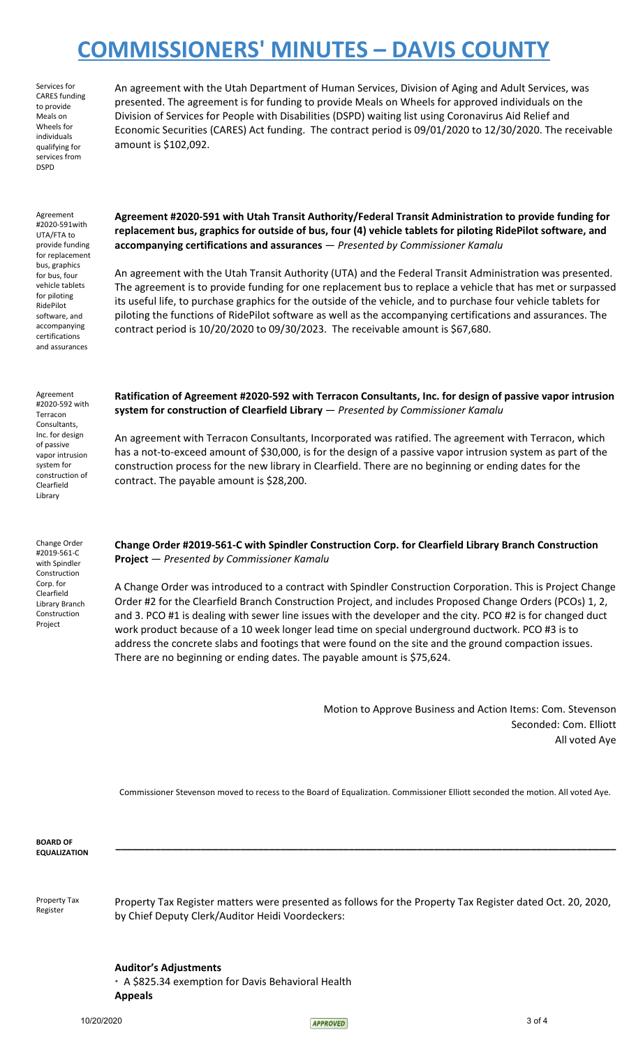Services for CARES funding to provide Meals on Wheels for individuals qualifying for services from DSPD

An agreement with the Utah Department of Human Services, Division of Aging and Adult Services, was presented. The agreement is for funding to provide Meals on Wheels for approved individuals on the Division of Services for People with Disabilities (DSPD) waiting list using Coronavirus Aid Relief and Economic Securities (CARES) Act funding. The contract period is 09/01/2020 to 12/30/2020. The receivable amount is $102,092.

Agreement #2020-591with UTA/FTA to provide funding for replacement bus, graphics for bus, four vehicle tablets for piloting RidePilot software, and accompanying certifications and assurances

**Agreement #2020-591 with Utah Transit Authority/Federal Transit Administration to provide funding for replacement bus, graphics for outside of bus, four (4) vehicle tablets for piloting RidePilot software, and accompanying certifications and assurances** — *Presented by Commissioner Kamalu*

An agreement with the Utah Transit Authority (UTA) and the Federal Transit Administration was presented. The agreement is to provide funding for one replacement bus to replace a vehicle that has met or surpassed its useful life, to purchase graphics for the outside of the vehicle, and to purchase four vehicle tablets for piloting the functions of RidePilot software as well as the accompanying certifications and assurances. The contract period is 10/20/2020 to 09/30/2023. The receivable amount is $67,680.

Agreement #2020-592 with Terracon Consultants, Inc. for design of passive vapor intrusion system for construction of Clearfield Library

**Ratification of Agreement #2020-592 with Terracon Consultants, Inc. for design of passive vapor intrusion system for construction of Clearfield Library** — *Presented by Commissioner Kamalu*

An agreement with Terracon Consultants, Incorporated was ratified. The agreement with Terracon, which has a not-to-exceed amount of $30,000, is for the design of a passive vapor intrusion system as part of the construction process for the new library in Clearfield. There are no beginning or ending dates for the contract. The payable amount is $28,200.

Change Order #2019-561-C with Spindler Construction Corp. for Clearfield Library Branch Construction Project

**Change Order #2019-561-C with Spindler Construction Corp. for Clearfield Library Branch Construction Project** — *Presented by Commissioner Kamalu*

A Change Order was introduced to a contract with Spindler Construction Corporation. This is Project Change Order #2 for the Clearfield Branch Construction Project, and includes Proposed Change Orders (PCOs) 1, 2, and 3. PCO #1 is dealing with sewer line issues with the developer and the city. PCO #2 is for changed duct work product because of a 10 week longer lead time on special underground ductwork. PCO #3 is to address the concrete slabs and footings that were found on the site and the ground compaction issues. There are no beginning or ending dates. The payable amount is $75,624.

Motion to Approve Business and Action Items: Com. Stevenson
Seconded: Com. Elliott
All voted Aye

Commissioner Stevenson moved to recess to the Board of Equalization. Commissioner Elliott seconded the motion. All voted Aye.

**BOARD OF EQUALIZATION**

---

Property Tax Register

Property Tax Register matters were presented as follows for the Property Tax Register dated Oct. 20, 2020, by Chief Deputy Clerk/Auditor Heidi Voordeckers:

**Auditor's Adjustments**

- A $825.34 exemption for Davis Behavioral Health

**Appeals**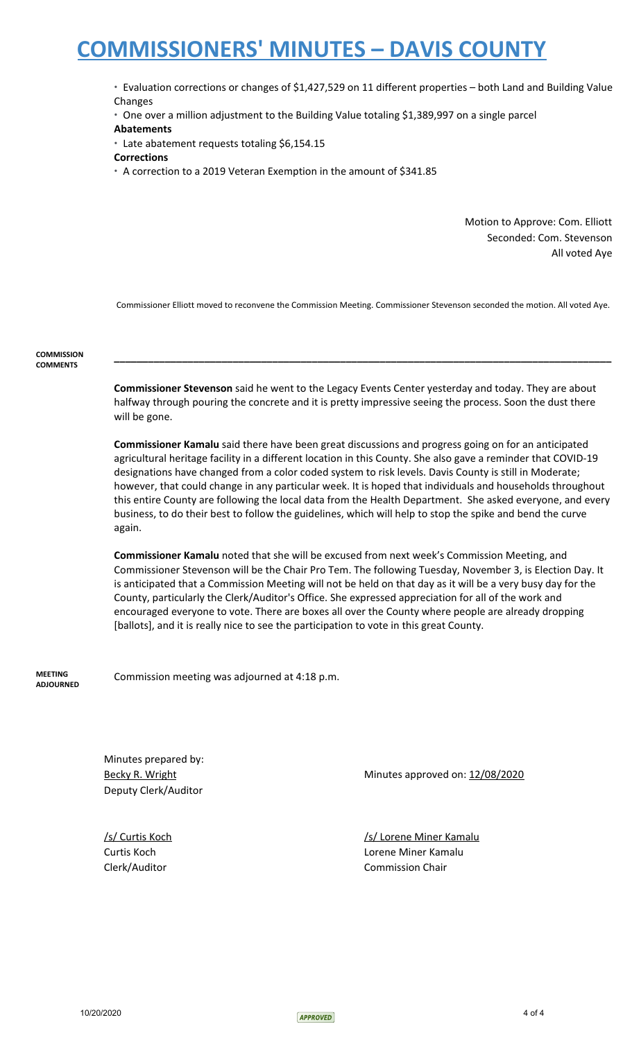• Evaluation corrections or changes of $1,427,529 on 11 different properties – both Land and Building Value Changes

• One over a million adjustment to the Building Value totaling $1,389,997 on a single parcel

**Abatements**

• Late abatement requests totaling $6,154.15

**Corrections**

• A correction to a 2019 Veteran Exemption in the amount of $341.85

Motion to Approve: Com. Elliott
Seconded: Com. Stevenson
All voted Aye

Commissioner Elliott moved to reconvene the Commission Meeting. Commissioner Stevenson seconded the motion. All voted Aye.

**COMMISSION COMMENTS**

---

**Commissioner Stevenson** said he went to the Legacy Events Center yesterday and today. They are about halfway through pouring the concrete and it is pretty impressive seeing the process. Soon the dust there will be gone.

**Commissioner Kamalu** said there have been great discussions and progress going on for an anticipated agricultural heritage facility in a different location in this County. She also gave a reminder that COVID-19 designations have changed from a color coded system to risk levels. Davis County is still in Moderate; however, that could change in any particular week. It is hoped that individuals and households throughout this entire County are following the local data from the Health Department. She asked everyone, and every business, to do their best to follow the guidelines, which will help to stop the spike and bend the curve again.

**Commissioner Kamalu** noted that she will be excused from next week's Commission Meeting, and Commissioner Stevenson will be the Chair Pro Tem. The following Tuesday, November 3, is Election Day. It is anticipated that a Commission Meeting will not be held on that day as it will be a very busy day for the County, particularly the Clerk/Auditor's Office. She expressed appreciation for all of the work and encouraged everyone to vote. There are boxes all over the County where people are already dropping [ballots], and it is really nice to see the participation to vote in this great County.

**MEETING ADJOURNED**

Commission meeting was adjourned at 4:18 p.m.

Minutes prepared by:
Becky R. Wright
Deputy Clerk/Auditor

Minutes approved on: 12/08/2020

/s/ Curtis Koch
Curtis Koch
Clerk/Auditor

/s/ Lorene Miner Kamalu
Lorene Miner Kamalu
Commission Chair